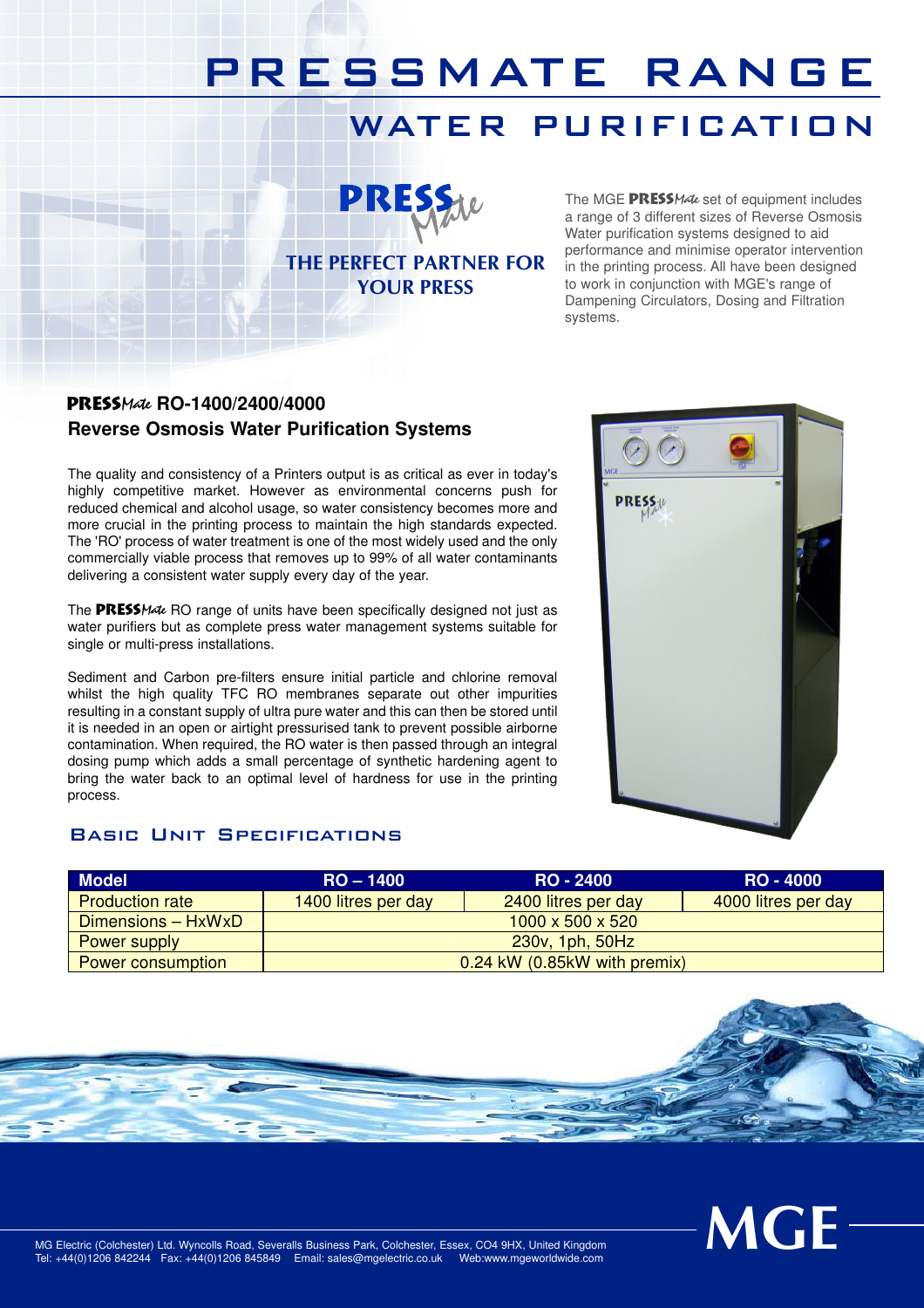# PRESSMATE RANGE

## WATER PURIFICATION

**PRESSMate**

**THE PERFECT PARTNER FOR YOUR PRESS**

The MGE **PRESS***Mate* set of equipment includes a range of 3 different sizes of Reverse Osmosis Water purification systems designed to aid performance and minimise operator intervention in the printing process. All have been designed to work in conjunction with MGE's range of Dampening Circulators, Dosing and Filtration systems.

### PRESS*Mate* RO-1400/2400/4000
### Reverse Osmosis Water Purification Systems

The quality and consistency of a Printers output is as critical as ever in today's highly competitive market. However as environmental concerns push for reduced chemical and alcohol usage, so water consistency becomes more and more crucial in the printing process to maintain the high standards expected. The 'RO' process of water treatment is one of the most widely used and the only commercially viable process that removes up to 99% of all water contaminants delivering a consistent water supply every day of the year.

The **PRESS***Mate* RO range of units have been specifically designed not just as water purifiers but as complete press water management systems suitable for single or multi-press installations.

Sediment and Carbon pre-filters ensure initial particle and chlorine removal whilst the high quality TFC RO membranes separate out other impurities resulting in a constant supply of ultra pure water and this can then be stored until it is needed in an open or airtight pressurised tank to prevent possible airborne contamination. When required, the RO water is then passed through an integral dosing pump which adds a small percentage of synthetic hardening agent to bring the water back to an optimal level of hardness for use in the printing process.

### Basic Unit Specifications

| Model | RO – 1400 | RO - 2400 | RO - 4000 |
|---|---|---|---|
| Production rate | 1400 litres per day | 2400 litres per day | 4000 litres per day |
| Dimensions – HxWxD | 1000 x 500 x 520 | | |
| Power supply | 230v, 1ph, 50Hz | | |
| Power consumption | 0.24 kW (0.85kW with premix) | | |

MG Electric (Colchester) Ltd. Wyncolls Road, Severalls Business Park, Colchester, Essex, CO4 9HX, United Kingdom
Tel: +44(0)1206 842244 Fax: +44(0)1206 845849 Email: sales@mgelectric.co.uk Web:www.mgeworldwide.com

**MGE**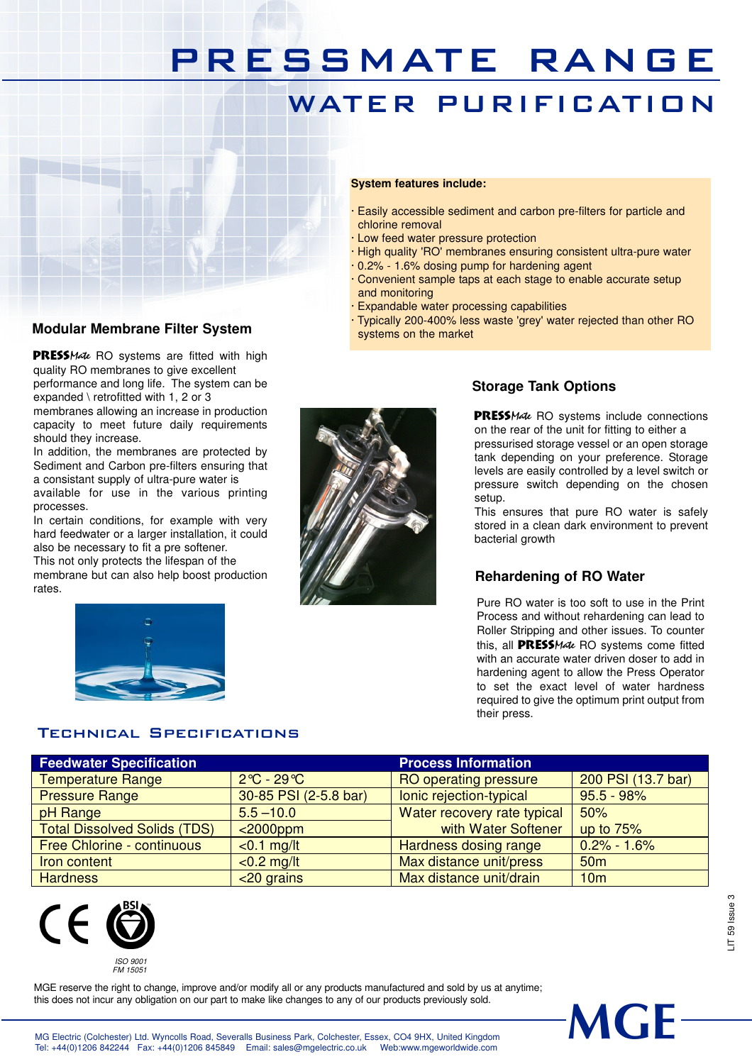# PRESSMATE RANGE

## WATER PURIFICATION

**System features include:**

- Easily accessible sediment and carbon pre-filters for particle and chlorine removal
- Low feed water pressure protection
- High quality 'RO' membranes ensuring consistent ultra-pure water
- 0.2% - 1.6% dosing pump for hardening agent
- Convenient sample taps at each stage to enable accurate setup and monitoring
- Expandable water processing capabilities
- Typically 200-400% less waste 'grey' water rejected than other RO systems on the market

### Modular Membrane Filter System

**PRESS***Mate* RO systems are fitted with high quality RO membranes to give excellent performance and long life. The system can be expanded \ retrofitted with 1, 2 or 3 membranes allowing an increase in production capacity to meet future daily requirements should they increase.
In addition, the membranes are protected by Sediment and Carbon pre-filters ensuring that a consistant supply of ultra-pure water is available for use in the various printing processes.
In certain conditions, for example with very hard feedwater or a larger installation, it could also be necessary to fit a pre softener.
This not only protects the lifespan of the membrane but can also help boost production rates.

### Storage Tank Options

**PRESS***Mate* RO systems include connections on the rear of the unit for fitting to either a pressurised storage vessel or an open storage tank depending on your preference. Storage levels are easily controlled by a level switch or pressure switch depending on the chosen setup.
This ensures that pure RO water is safely stored in a clean dark environment to prevent bacterial growth

### Rehardening of RO Water

Pure RO water is too soft to use in the Print Process and without rehardening can lead to Roller Stripping and other issues. To counter this, all **PRESS***Mate* RO systems come fitted with an accurate water driven doser to add in hardening agent to allow the Press Operator to set the exact level of water hardness required to give the optimum print output from their press.

## Technical Specifications

| Feedwater Specification | | Process Information | |
|---|---|---|---|
| Temperature Range | 2°C - 29°C | RO operating pressure | 200 PSI (13.7 bar) |
| Pressure Range | 30-85 PSI (2-5.8 bar) | Ionic rejection-typical | 95.5 - 98% |
| pH Range | 5.5 –10.0 | Water recovery rate typical | 50% |
| Total Dissolved Solids (TDS) | <2000ppm | with Water Softener | up to 75% |
| Free Chlorine - continuous | <0.1 mg/lt | Hardness dosing range | 0.2% - 1.6% |
| Iron content | <0.2 mg/lt | Max distance unit/press | 50m |
| Hardness | <20 grains | Max distance unit/drain | 10m |

CE BSI ISO 9001 FM 15051

LIT 59 Issue 3

MGE reserve the right to change, improve and/or modify all or any products manufactured and sold by us at anytime; this does not incur any obligation on our part to make like changes to any of our products previously sold.

MGE

MG Electric (Colchester) Ltd. Wyncolls Road, Severalls Business Park, Colchester, Essex, CO4 9HX, United Kingdom
Tel: +44(0)1206 842244 Fax: +44(0)1206 845849 Email: sales@mgelectric.co.uk Web:www.mgeworldwide.com